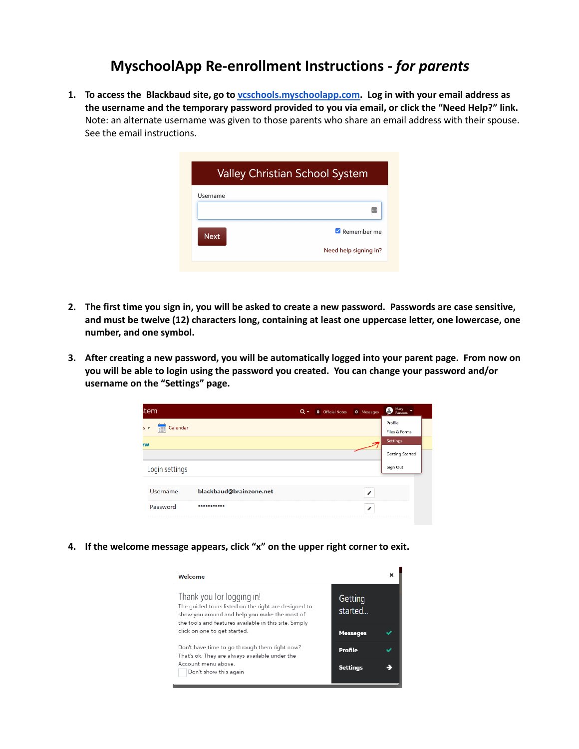# MyschoolApp Re-enrollment Instructions - *for parents*

1. **To access the Blackbaud site, go to [vcschools.myschoolapp.com](vcschools.myschoolapp.com). Log in with your email address as the username and the temporary password provided to you via email, or click the "Need Help?" link.** Note: an alternate username was given to those parents who share an email address with their spouse. See the email instructions.

2. **The first time you sign in, you will be asked to create a new password. Passwords are case sensitive, and must be twelve (12) characters long, containing at least one uppercase letter, one lowercase, one number, and one symbol.**

3. **After creating a new password, you will be automatically logged into your parent page. From now on you will be able to login using the password you created. You can change your password and/or username on the "Settings" page.**

4. **If the welcome message appears, click "x" on the upper right corner to exit.**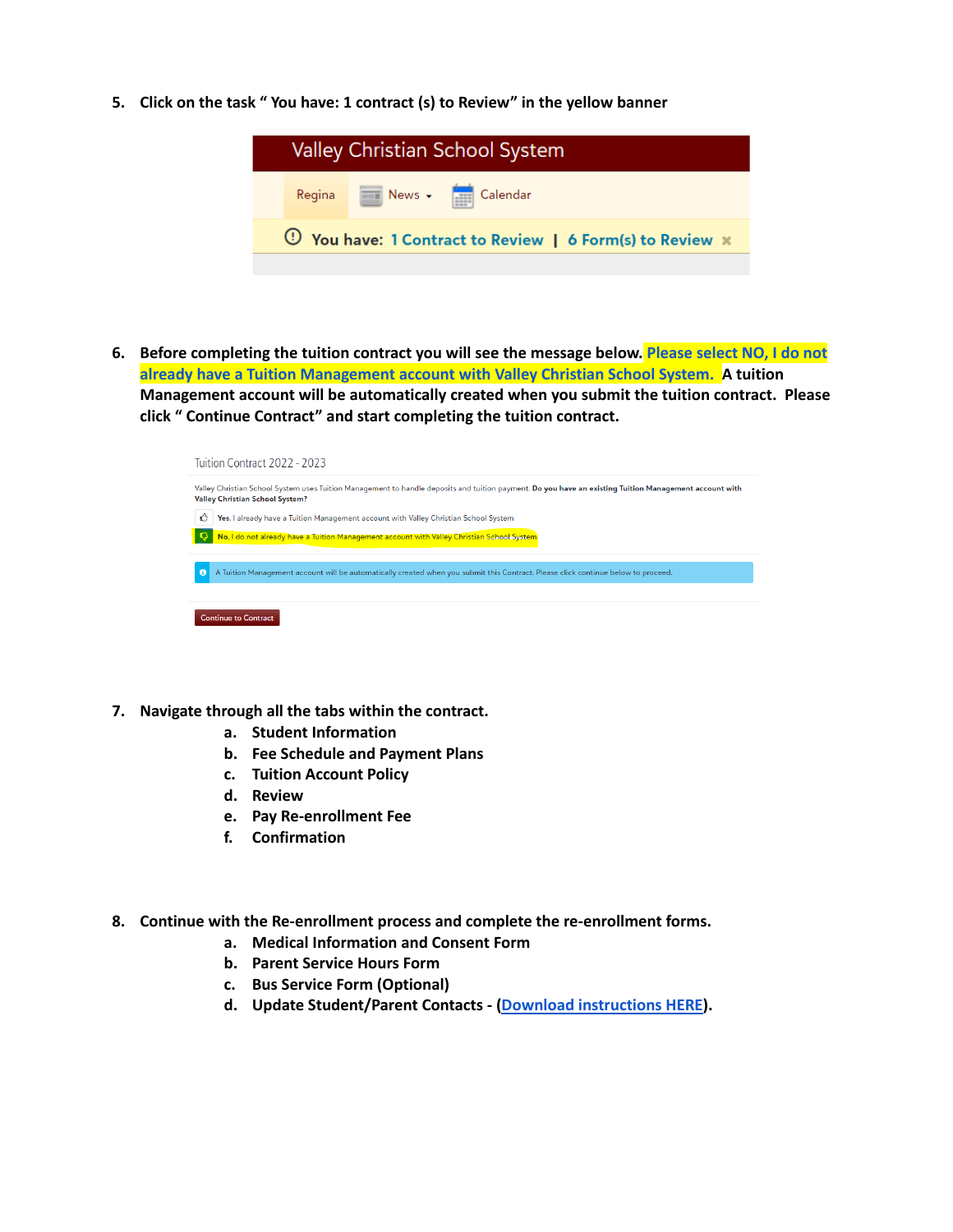5. **Click on the task " You have: 1 contract (s) to Review" in the yellow banner**

Valley Christian School System

Regina | News | Calendar

You have: 1 Contract to Review | 6 Form(s) to Review

6. **Before completing the tuition contract you will see the message below. Please select NO, I do not already have a Tuition Management account with Valley Christian School System. A tuition Management account will be automatically created when you submit the tuition contract. Please click " Continue Contract" and start completing the tuition contract.**

Tuition Contract 2022 - 2023

Valley Christian School System uses Tuition Management to handle deposits and tuition payment. **Do you have an existing Tuition Management account with Valley Christian School System?**

**Yes**, I already have a Tuition Management account with Valley Christian School System

**No**, I do not already have a Tuition Management account with Valley Christian School System

A Tuition Management account will be automatically created when you submit this Contract. Please click continue below to proceed.

Continue to Contract

7. **Navigate through all the tabs within the contract.**
   a. **Student Information**
   b. **Fee Schedule and Payment Plans**
   c. **Tuition Account Policy**
   d. **Review**
   e. **Pay Re-enrollment Fee**
   f. **Confirmation**

8. **Continue with the Re-enrollment process and complete the re-enrollment forms.**
   a. **Medical Information and Consent Form**
   b. **Parent Service Hours Form**
   c. **Bus Service Form (Optional)**
   d. **Update Student/Parent Contacts - (Download instructions HERE).**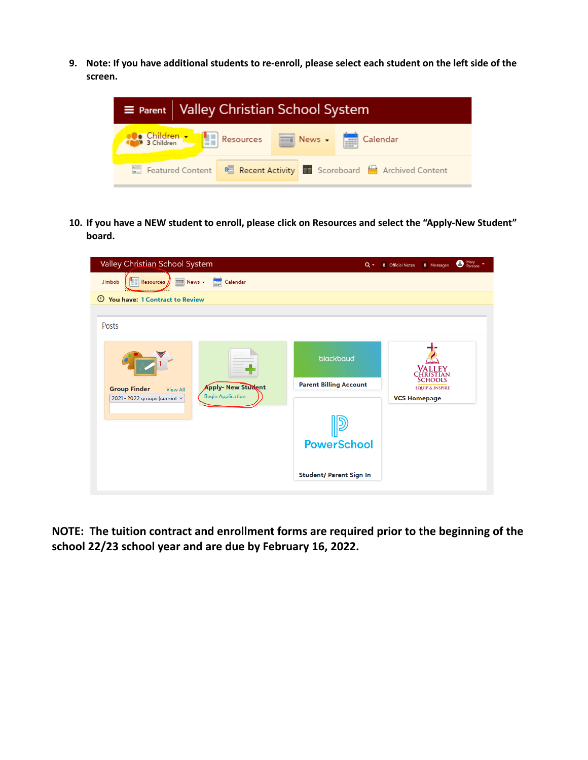9. **Note: If you have additional students to re-enroll, please select each student on the left side of the screen.**

10. **If you have a NEW student to enroll, please click on Resources and select the "Apply-New Student" board.**

**NOTE: The tuition contract and enrollment forms are required prior to the beginning of the school 22/23 school year and are due by February 16, 2022.**